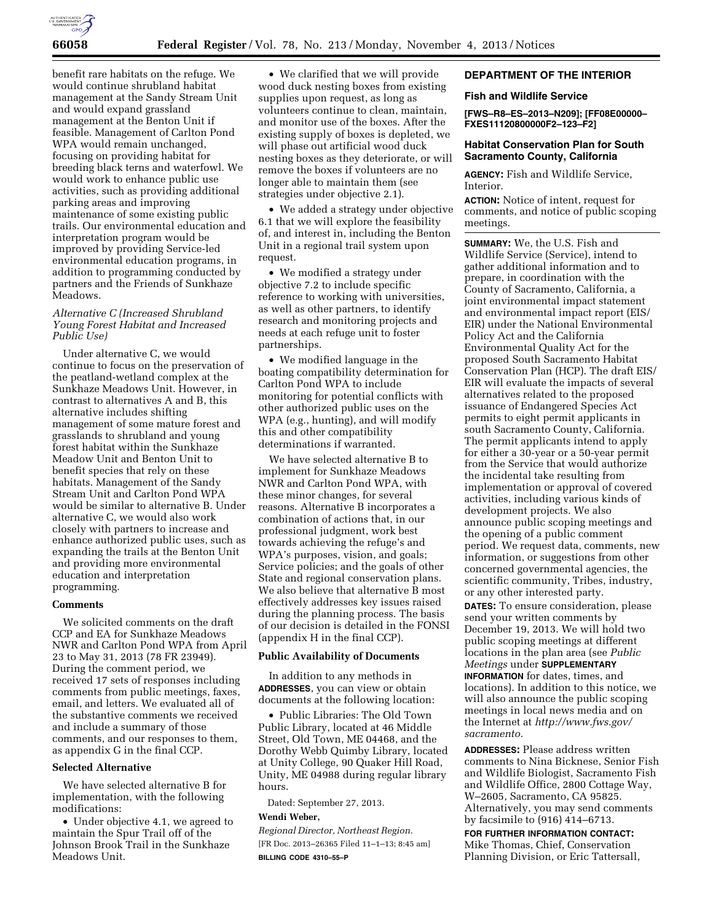benefit rare habitats on the refuge. We would continue shrubland habitat management at the Sandy Stream Unit and would expand grassland management at the Benton Unit if feasible. Management of Carlton Pond WPA would remain unchanged, focusing on providing habitat for breeding black terns and waterfowl. We would work to enhance public use activities, such as providing additional parking areas and improving maintenance of some existing public trails. Our environmental education and interpretation program would be improved by providing Service-led environmental education programs, in addition to programming conducted by partners and the Friends of Sunkhaze Meadows.

*Alternative C (Increased Shrubland Young Forest Habitat and Increased Public Use)*

Under alternative C, we would continue to focus on the preservation of the peatland-wetland complex at the Sunkhaze Meadows Unit. However, in contrast to alternatives A and B, this alternative includes shifting management of some mature forest and grasslands to shrubland and young forest habitat within the Sunkhaze Meadow Unit and Benton Unit to benefit species that rely on these habitats. Management of the Sandy Stream Unit and Carlton Pond WPA would be similar to alternative B. Under alternative C, we would also work closely with partners to increase and enhance authorized public uses, such as expanding the trails at the Benton Unit and providing more environmental education and interpretation programming.

**Comments**

We solicited comments on the draft CCP and EA for Sunkhaze Meadows NWR and Carlton Pond WPA from April 23 to May 31, 2013 (78 FR 23949). During the comment period, we received 17 sets of responses including comments from public meetings, faxes, email, and letters. We evaluated all of the substantive comments we received and include a summary of those comments, and our responses to them, as appendix G in the final CCP.

**Selected Alternative**

We have selected alternative B for implementation, with the following modifications:

- Under objective 4.1, we agreed to maintain the Spur Trail off of the Johnson Brook Trail in the Sunkhaze Meadows Unit.
- We clarified that we will provide wood duck nesting boxes from existing supplies upon request, as long as volunteers continue to clean, maintain, and monitor use of the boxes. After the existing supply of boxes is depleted, we will phase out artificial wood duck nesting boxes as they deteriorate, or will remove the boxes if volunteers are no longer able to maintain them (see strategies under objective 2.1).
- We added a strategy under objective 6.1 that we will explore the feasibility of, and interest in, including the Benton Unit in a regional trail system upon request.
- We modified a strategy under objective 7.2 to include specific reference to working with universities, as well as other partners, to identify research and monitoring projects and needs at each refuge unit to foster partnerships.
- We modified language in the boating compatibility determination for Carlton Pond WPA to include monitoring for potential conflicts with other authorized public uses on the WPA (e.g., hunting), and will modify this and other compatibility determinations if warranted.

We have selected alternative B to implement for Sunkhaze Meadows NWR and Carlton Pond WPA, with these minor changes, for several reasons. Alternative B incorporates a combination of actions that, in our professional judgment, work best towards achieving the refuge's and WPA's purposes, vision, and goals; Service policies; and the goals of other State and regional conservation plans. We also believe that alternative B most effectively addresses key issues raised during the planning process. The basis of our decision is detailed in the FONSI (appendix H in the final CCP).

**Public Availability of Documents**

In addition to any methods in **ADDRESSES**, you can view or obtain documents at the following location:

- Public Libraries: The Old Town Public Library, located at 46 Middle Street, Old Town, ME 04468, and the Dorothy Webb Quimby Library, located at Unity College, 90 Quaker Hill Road, Unity, ME 04988 during regular library hours.

Dated: September 27, 2013.

**Wendi Weber,**

*Regional Director, Northeast Region.*

[FR Doc. 2013–26365 Filed 11–1–13; 8:45 am]

**BILLING CODE 4310–55–P**

## DEPARTMENT OF THE INTERIOR

### Fish and Wildlife Service

**[FWS–R8–ES–2013–N209]; [FF08E00000–FXES11120800000F2–123–F2]**

### Habitat Conservation Plan for South Sacramento County, California

**AGENCY:** Fish and Wildlife Service, Interior.

**ACTION:** Notice of intent, request for comments, and notice of public scoping meetings.

**SUMMARY:** We, the U.S. Fish and Wildlife Service (Service), intend to gather additional information and to prepare, in coordination with the County of Sacramento, California, a joint environmental impact statement and environmental impact report (EIS/EIR) under the National Environmental Policy Act and the California Environmental Quality Act for the proposed South Sacramento Habitat Conservation Plan (HCP). The draft EIS/EIR will evaluate the impacts of several alternatives related to the proposed issuance of Endangered Species Act permits to eight permit applicants in south Sacramento County, California. The permit applicants intend to apply for either a 30-year or a 50-year permit from the Service that would authorize the incidental take resulting from implementation or approval of covered activities, including various kinds of development projects. We also announce public scoping meetings and the opening of a public comment period. We request data, comments, new information, or suggestions from other concerned governmental agencies, the scientific community, Tribes, industry, or any other interested party.

**DATES:** To ensure consideration, please send your written comments by December 19, 2013. We will hold two public scoping meetings at different locations in the plan area (see *Public Meetings* under **SUPPLEMENTARY INFORMATION** for dates, times, and locations). In addition to this notice, we will also announce the public scoping meetings in local news media and on the Internet at *http://www.fws.gov/sacramento.*

**ADDRESSES:** Please address written comments to Nina Bicknese, Senior Fish and Wildlife Biologist, Sacramento Fish and Wildlife Office, 2800 Cottage Way, W–2605, Sacramento, CA 95825. Alternatively, you may send comments by facsimile to (916) 414–6713.

**FOR FURTHER INFORMATION CONTACT:** Mike Thomas, Chief, Conservation Planning Division, or Eric Tattersall,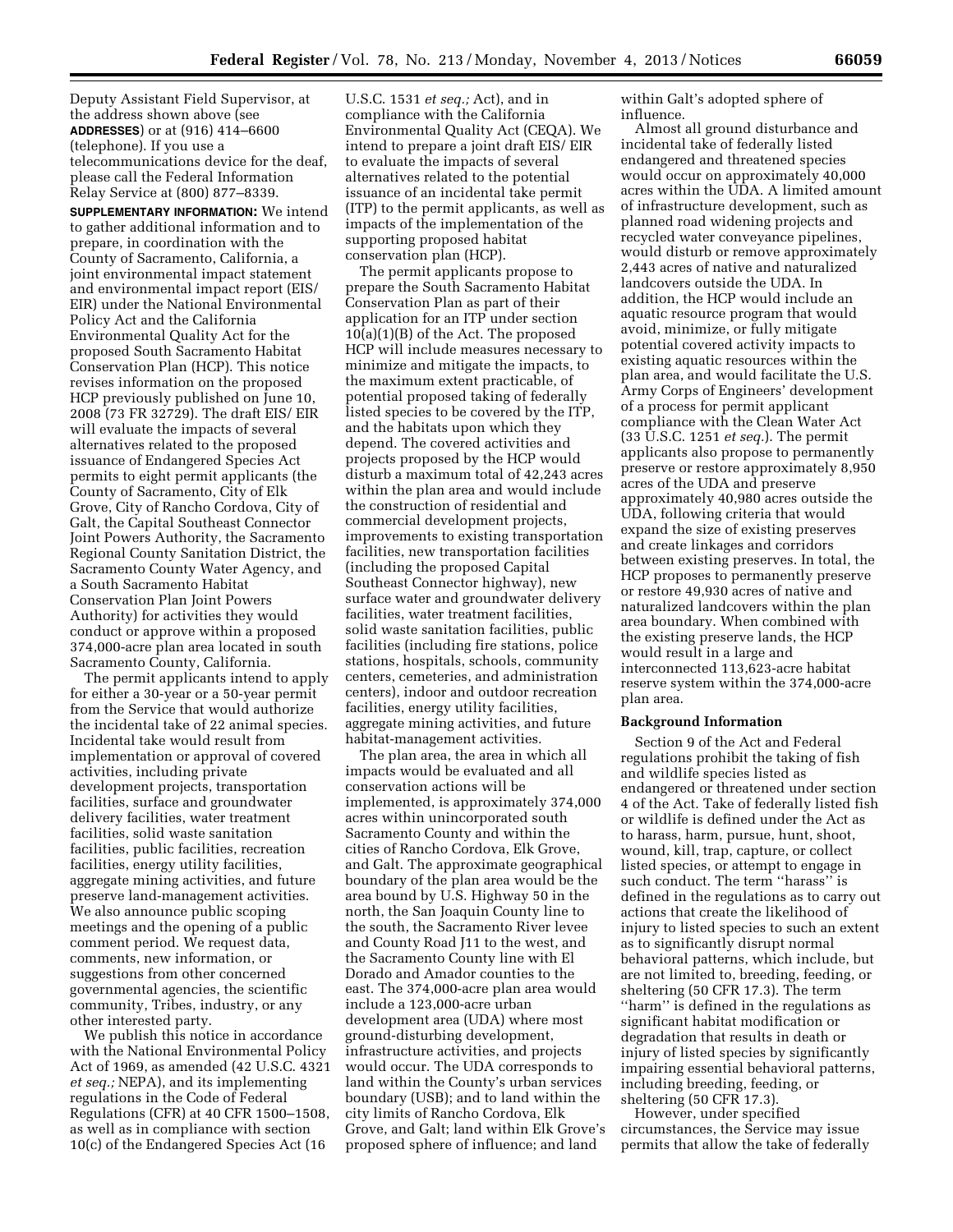Deputy Assistant Field Supervisor, at the address shown above (see **ADDRESSES**) or at (916) 414–6600 (telephone). If you use a telecommunications device for the deaf, please call the Federal Information Relay Service at (800) 877–8339.

**SUPPLEMENTARY INFORMATION:** We intend to gather additional information and to prepare, in coordination with the County of Sacramento, California, a joint environmental impact statement and environmental impact report (EIS/ EIR) under the National Environmental Policy Act and the California Environmental Quality Act for the proposed South Sacramento Habitat Conservation Plan (HCP). This notice revises information on the proposed HCP previously published on June 10, 2008 (73 FR 32729). The draft EIS/ EIR will evaluate the impacts of several alternatives related to the proposed issuance of Endangered Species Act permits to eight permit applicants (the County of Sacramento, City of Elk Grove, City of Rancho Cordova, City of Galt, the Capital Southeast Connector Joint Powers Authority, the Sacramento Regional County Sanitation District, the Sacramento County Water Agency, and a South Sacramento Habitat Conservation Plan Joint Powers Authority) for activities they would conduct or approve within a proposed 374,000-acre plan area located in south Sacramento County, California.

The permit applicants intend to apply for either a 30-year or a 50-year permit from the Service that would authorize the incidental take of 22 animal species. Incidental take would result from implementation or approval of covered activities, including private development projects, transportation facilities, surface and groundwater delivery facilities, water treatment facilities, solid waste sanitation facilities, public facilities, recreation facilities, energy utility facilities, aggregate mining activities, and future preserve land-management activities. We also announce public scoping meetings and the opening of a public comment period. We request data, comments, new information, or suggestions from other concerned governmental agencies, the scientific community, Tribes, industry, or any other interested party.

We publish this notice in accordance with the National Environmental Policy Act of 1969, as amended (42 U.S.C. 4321 *et seq.;* NEPA), and its implementing regulations in the Code of Federal Regulations (CFR) at 40 CFR 1500–1508, as well as in compliance with section 10(c) of the Endangered Species Act (16 U.S.C. 1531 *et seq.;* Act), and in compliance with the California Environmental Quality Act (CEQA). We intend to prepare a joint draft EIS/ EIR to evaluate the impacts of several alternatives related to the potential issuance of an incidental take permit (ITP) to the permit applicants, as well as impacts of the implementation of the supporting proposed habitat conservation plan (HCP).

The permit applicants propose to prepare the South Sacramento Habitat Conservation Plan as part of their application for an ITP under section 10(a)(1)(B) of the Act. The proposed HCP will include measures necessary to minimize and mitigate the impacts, to the maximum extent practicable, of potential proposed taking of federally listed species to be covered by the ITP, and the habitats upon which they depend. The covered activities and projects proposed by the HCP would disturb a maximum total of 42,243 acres within the plan area and would include the construction of residential and commercial development projects, improvements to existing transportation facilities, new transportation facilities (including the proposed Capital Southeast Connector highway), new surface water and groundwater delivery facilities, water treatment facilities, solid waste sanitation facilities, public facilities (including fire stations, police stations, hospitals, schools, community centers, cemeteries, and administration centers), indoor and outdoor recreation facilities, energy utility facilities, aggregate mining activities, and future habitat-management activities.

The plan area, the area in which all impacts would be evaluated and all conservation actions will be implemented, is approximately 374,000 acres within unincorporated south Sacramento County and within the cities of Rancho Cordova, Elk Grove, and Galt. The approximate geographical boundary of the plan area would be the area bound by U.S. Highway 50 in the north, the San Joaquin County line to the south, the Sacramento River levee and County Road J11 to the west, and the Sacramento County line with El Dorado and Amador counties to the east. The 374,000-acre plan area would include a 123,000-acre urban development area (UDA) where most ground-disturbing development, infrastructure activities, and projects would occur. The UDA corresponds to land within the County's urban services boundary (USB); and to land within the city limits of Rancho Cordova, Elk Grove, and Galt; land within Elk Grove's proposed sphere of influence; and land within Galt's adopted sphere of influence.

Almost all ground disturbance and incidental take of federally listed endangered and threatened species would occur on approximately 40,000 acres within the UDA. A limited amount of infrastructure development, such as planned road widening projects and recycled water conveyance pipelines, would disturb or remove approximately 2,443 acres of native and naturalized landcovers outside the UDA. In addition, the HCP would include an aquatic resource program that would avoid, minimize, or fully mitigate potential covered activity impacts to existing aquatic resources within the plan area, and would facilitate the U.S. Army Corps of Engineers' development of a process for permit applicant compliance with the Clean Water Act (33 U.S.C. 1251 *et seq.*). The permit applicants also propose to permanently preserve or restore approximately 8,950 acres of the UDA and preserve approximately 40,980 acres outside the UDA, following criteria that would expand the size of existing preserves and create linkages and corridors between existing preserves. In total, the HCP proposes to permanently preserve or restore 49,930 acres of native and naturalized landcovers within the plan area boundary. When combined with the existing preserve lands, the HCP would result in a large and interconnected 113,623-acre habitat reserve system within the 374,000-acre plan area.

**Background Information**

Section 9 of the Act and Federal regulations prohibit the taking of fish and wildlife species listed as endangered or threatened under section 4 of the Act. Take of federally listed fish or wildlife is defined under the Act as to harass, harm, pursue, hunt, shoot, wound, kill, trap, capture, or collect listed species, or attempt to engage in such conduct. The term ''harass'' is defined in the regulations as to carry out actions that create the likelihood of injury to listed species to such an extent as to significantly disrupt normal behavioral patterns, which include, but are not limited to, breeding, feeding, or sheltering (50 CFR 17.3). The term ''harm'' is defined in the regulations as significant habitat modification or degradation that results in death or injury of listed species by significantly impairing essential behavioral patterns, including breeding, feeding, or sheltering (50 CFR 17.3).

However, under specified circumstances, the Service may issue permits that allow the take of federally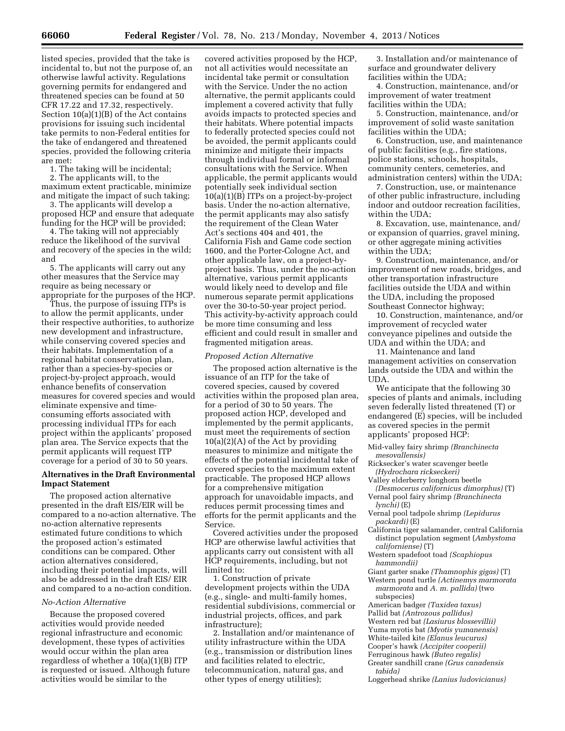listed species, provided that the take is incidental to, but not the purpose of, an otherwise lawful activity. Regulations governing permits for endangered and threatened species can be found at 50 CFR 17.22 and 17.32, respectively. Section 10(a)(1)(B) of the Act contains provisions for issuing such incidental take permits to non-Federal entities for the take of endangered and threatened species, provided the following criteria are met:

1. The taking will be incidental;
2. The applicants will, to the maximum extent practicable, minimize and mitigate the impact of such taking;
3. The applicants will develop a proposed HCP and ensure that adequate funding for the HCP will be provided;
4. The taking will not appreciably reduce the likelihood of the survival and recovery of the species in the wild; and
5. The applicants will carry out any other measures that the Service may require as being necessary or appropriate for the purposes of the HCP.

Thus, the purpose of issuing ITPs is to allow the permit applicants, under their respective authorities, to authorize new development and infrastructure, while conserving covered species and their habitats. Implementation of a regional habitat conservation plan, rather than a species-by-species or project-by-project approach, would enhance benefits of conservation measures for covered species and would eliminate expensive and time-consuming efforts associated with processing individual ITPs for each project within the applicants' proposed plan area. The Service expects that the permit applicants will request ITP coverage for a period of 30 to 50 years.

## Alternatives in the Draft Environmental Impact Statement

The proposed action alternative presented in the draft EIS/EIR will be compared to a no-action alternative. The no-action alternative represents estimated future conditions to which the proposed action's estimated conditions can be compared. Other action alternatives considered, including their potential impacts, will also be addressed in the draft EIS/ EIR and compared to a no-action condition.

### *No-Action Alternative*

Because the proposed covered activities would provide needed regional infrastructure and economic development, these types of activities would occur within the plan area regardless of whether a 10(a)(1)(B) ITP is requested or issued. Although future activities would be similar to the covered activities proposed by the HCP, not all activities would necessitate an incidental take permit or consultation with the Service. Under the no action alternative, the permit applicants could implement a covered activity that fully avoids impacts to protected species and their habitats. Where potential impacts to federally protected species could not be avoided, the permit applicants could minimize and mitigate their impacts through individual formal or informal consultations with the Service. When applicable, the permit applicants would potentially seek individual section 10(a)(1)(B) ITPs on a project-by-project basis. Under the no-action alternative, the permit applicants may also satisfy the requirement of the Clean Water Act's sections 404 and 401, the California Fish and Game code section 1600, and the Porter-Cologne Act, and other applicable law, on a project-by-project basis. Thus, under the no-action alternative, various permit applicants would likely need to develop and file numerous separate permit applications over the 30-to-50-year project period. This activity-by-activity approach could be more time consuming and less efficient and could result in smaller and fragmented mitigation areas.

### *Proposed Action Alternative*

The proposed action alternative is the issuance of an ITP for the take of covered species, caused by covered activities within the proposed plan area, for a period of 30 to 50 years. The proposed action HCP, developed and implemented by the permit applicants, must meet the requirements of section 10(a)(2)(A) of the Act by providing measures to minimize and mitigate the effects of the potential incidental take of covered species to the maximum extent practicable. The proposed HCP allows for a comprehensive mitigation approach for unavoidable impacts, and reduces permit processing times and efforts for the permit applicants and the Service.

Covered activities under the proposed HCP are otherwise lawful activities that applicants carry out consistent with all HCP requirements, including, but not limited to:

1. Construction of private development projects within the UDA (e.g., single- and multi-family homes, residential subdivisions, commercial or industrial projects, offices, and park infrastructure);
2. Installation and/or maintenance of utility infrastructure within the UDA (e.g., transmission or distribution lines and facilities related to electric, telecommunication, natural gas, and other types of energy utilities);
3. Installation and/or maintenance of surface and groundwater delivery facilities within the UDA;
4. Construction, maintenance, and/or improvement of water treatment facilities within the UDA;
5. Construction, maintenance, and/or improvement of solid waste sanitation facilities within the UDA;
6. Construction, use, and maintenance of public facilities (e.g., fire stations, police stations, schools, hospitals, community centers, cemeteries, and administration centers) within the UDA;
7. Construction, use, or maintenance of other public infrastructure, including indoor and outdoor recreation facilities, within the UDA;
8. Excavation, use, maintenance, and/ or expansion of quarries, gravel mining, or other aggregate mining activities within the UDA;
9. Construction, maintenance, and/or improvement of new roads, bridges, and other transportation infrastructure facilities outside the UDA and within the UDA, including the proposed Southeast Connector highway;
10. Construction, maintenance, and/or improvement of recycled water conveyance pipelines and outside the UDA and within the UDA; and
11. Maintenance and land management activities on conservation lands outside the UDA and within the UDA.

We anticipate that the following 30 species of plants and animals, including seven federally listed threatened (T) or endangered (E) species, will be included as covered species in the permit applicants' proposed HCP:

- Mid-valley fairy shrimp *(Branchinecta mesovallensis)*
- Ricksecker's water scavenger beetle *(Hydrochara rickseckeri)*
- Valley elderberry longhorn beetle *(Desmocerus californicus dimorphus)* (T)
- Vernal pool fairy shrimp *(Branchinecta lynchi)* (E)
- Vernal pool tadpole shrimp *(Lepidurus packardi)* (E)
- California tiger salamander, central California distinct population segment (*Ambystoma californiense)* (T)
- Western spadefoot toad *(Scaphiopus hammondii)*
- Giant garter snake *(Thamnophis gigas)* (T)
- Western pond turtle *(Actinemys marmorata marmorata* and *A. m. pallida)* (two subspecies)
- American badger *(Taxidea taxus)*
- Pallid bat *(Antrozous pallidus)*
- Western red bat *(Lasiurus blossevillii)*
- Yuma myotis bat *(Myotis yumanensis)*
- White-tailed kite *(Elanus leucurus)*
- Cooper's hawk *(Accipiter cooperii)*
- Ferruginous hawk *(Buteo regalis)*
- Greater sandhill crane *(Grus canadensis tabida)*
- Loggerhead shrike *(Lanius ludovicianus)*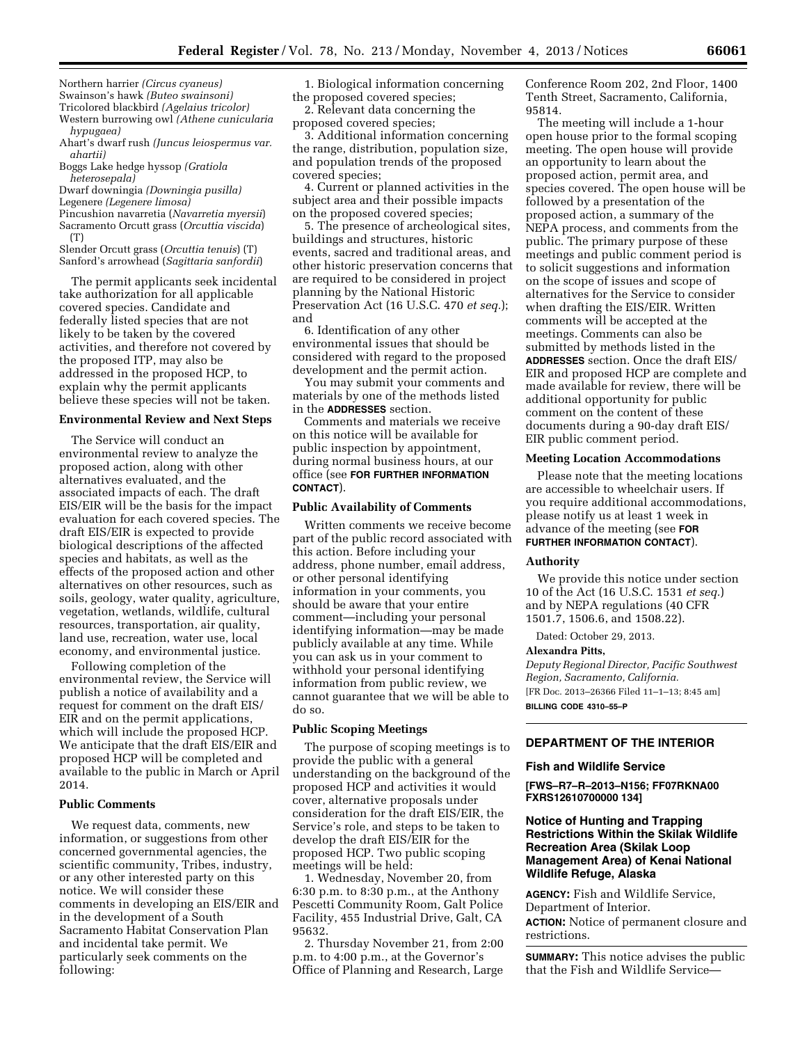Northern harrier *(Circus cyaneus)*
Swainson's hawk *(Buteo swainsoni)*
Tricolored blackbird *(Agelaius tricolor)*
Western burrowing owl *(Athene cunicularia hypugaea)*
Ahart's dwarf rush *(Juncus leiospermus var. ahartii)*
Boggs Lake hedge hyssop *(Gratiola heterosepala)*
Dwarf downingia *(Downingia pusilla)*
Legenere *(Legenere limosa)*
Pincushion navarretia (*Navarretia myersii*)
Sacramento Orcutt grass (*Orcuttia viscida*) (T)
Slender Orcutt grass (*Orcuttia tenuis*) (T)
Sanford's arrowhead (*Sagittaria sanfordii*)

The permit applicants seek incidental take authorization for all applicable covered species. Candidate and federally listed species that are not likely to be taken by the covered activities, and therefore not covered by the proposed ITP, may also be addressed in the proposed HCP, to explain why the permit applicants believe these species will not be taken.

### Environmental Review and Next Steps

The Service will conduct an environmental review to analyze the proposed action, along with other alternatives evaluated, and the associated impacts of each. The draft EIS/EIR will be the basis for the impact evaluation for each covered species. The draft EIS/EIR is expected to provide biological descriptions of the affected species and habitats, as well as the effects of the proposed action and other alternatives on other resources, such as soils, geology, water quality, agriculture, vegetation, wetlands, wildlife, cultural resources, transportation, air quality, land use, recreation, water use, local economy, and environmental justice.

Following completion of the environmental review, the Service will publish a notice of availability and a request for comment on the draft EIS/EIR and on the permit applications, which will include the proposed HCP. We anticipate that the draft EIS/EIR and proposed HCP will be completed and available to the public in March or April 2014.

### Public Comments

We request data, comments, new information, or suggestions from other concerned governmental agencies, the scientific community, Tribes, industry, or any other interested party on this notice. We will consider these comments in developing an EIS/EIR and in the development of a South Sacramento Habitat Conservation Plan and incidental take permit. We particularly seek comments on the following:

1. Biological information concerning the proposed covered species;
2. Relevant data concerning the proposed covered species;
3. Additional information concerning the range, distribution, population size, and population trends of the proposed covered species;
4. Current or planned activities in the subject area and their possible impacts on the proposed covered species;
5. The presence of archeological sites, buildings and structures, historic events, sacred and traditional areas, and other historic preservation concerns that are required to be considered in project planning by the National Historic Preservation Act (16 U.S.C. 470 *et seq.*); and
6. Identification of any other environmental issues that should be considered with regard to the proposed development and the permit action.

You may submit your comments and materials by one of the methods listed in the **ADDRESSES** section.

Comments and materials we receive on this notice will be available for public inspection by appointment, during normal business hours, at our office (see **FOR FURTHER INFORMATION CONTACT**).

### Public Availability of Comments

Written comments we receive become part of the public record associated with this action. Before including your address, phone number, email address, or other personal identifying information in your comments, you should be aware that your entire comment—including your personal identifying information—may be made publicly available at any time. While you can ask us in your comment to withhold your personal identifying information from public review, we cannot guarantee that we will be able to do so.

### Public Scoping Meetings

The purpose of scoping meetings is to provide the public with a general understanding on the background of the proposed HCP and activities it would cover, alternative proposals under consideration for the draft EIS/EIR, the Service's role, and steps to be taken to develop the draft EIS/EIR for the proposed HCP. Two public scoping meetings will be held:

1. Wednesday, November 20, from 6:30 p.m. to 8:30 p.m., at the Anthony Pescetti Community Room, Galt Police Facility, 455 Industrial Drive, Galt, CA 95632.
2. Thursday November 21, from 2:00 p.m. to 4:00 p.m., at the Governor's Office of Planning and Research, Large Conference Room 202, 2nd Floor, 1400 Tenth Street, Sacramento, California, 95814.

The meeting will include a 1-hour open house prior to the formal scoping meeting. The open house will provide an opportunity to learn about the proposed action, permit area, and species covered. The open house will be followed by a presentation of the proposed action, a summary of the NEPA process, and comments from the public. The primary purpose of these meetings and public comment period is to solicit suggestions and information on the scope of issues and scope of alternatives for the Service to consider when drafting the EIS/EIR. Written comments will be accepted at the meetings. Comments can also be submitted by methods listed in the **ADDRESSES** section. Once the draft EIS/EIR and proposed HCP are complete and made available for review, there will be additional opportunity for public comment on the content of these documents during a 90-day draft EIS/EIR public comment period.

### Meeting Location Accommodations

Please note that the meeting locations are accessible to wheelchair users. If you require additional accommodations, please notify us at least 1 week in advance of the meeting (see **FOR FURTHER INFORMATION CONTACT**).

### Authority

We provide this notice under section 10 of the Act (16 U.S.C. 1531 *et seq.*) and by NEPA regulations (40 CFR 1501.7, 1506.6, and 1508.22).

Dated: October 29, 2013.

**Alexandra Pitts,**

*Deputy Regional Director, Pacific Southwest Region, Sacramento, California.*

[FR Doc. 2013–26366 Filed 11–1–13; 8:45 am]

**BILLING CODE 4310–55–P**

---

## DEPARTMENT OF THE INTERIOR

### Fish and Wildlife Service

**[FWS–R7–R–2013–N156; FF07RKNA00 FXRS12610700000 134]**

### Notice of Hunting and Trapping Restrictions Within the Skilak Wildlife Recreation Area (Skilak Loop Management Area) of Kenai National Wildlife Refuge, Alaska

**AGENCY:** Fish and Wildlife Service, Department of Interior.

**ACTION:** Notice of permanent closure and restrictions.

**SUMMARY:** This notice advises the public that the Fish and Wildlife Service—